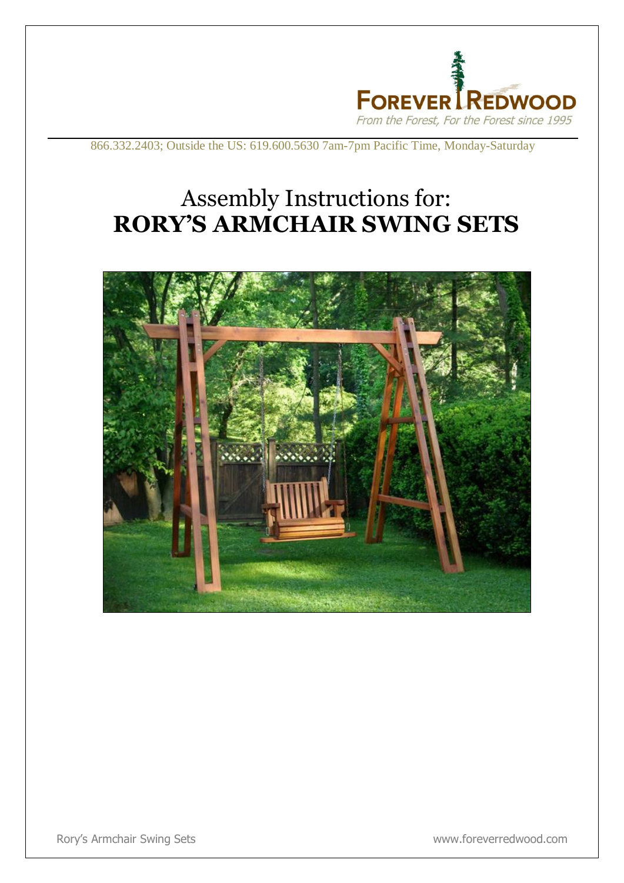FOREVER REDWOOD

*From the Forest, For the Forest since 1995*

866.332.2403; Outside the US: 619.600.5630 7am-7pm Pacific Time, Monday-Saturday

# Assembly Instructions for:
# **RORY'S ARMCHAIR SWING SETS**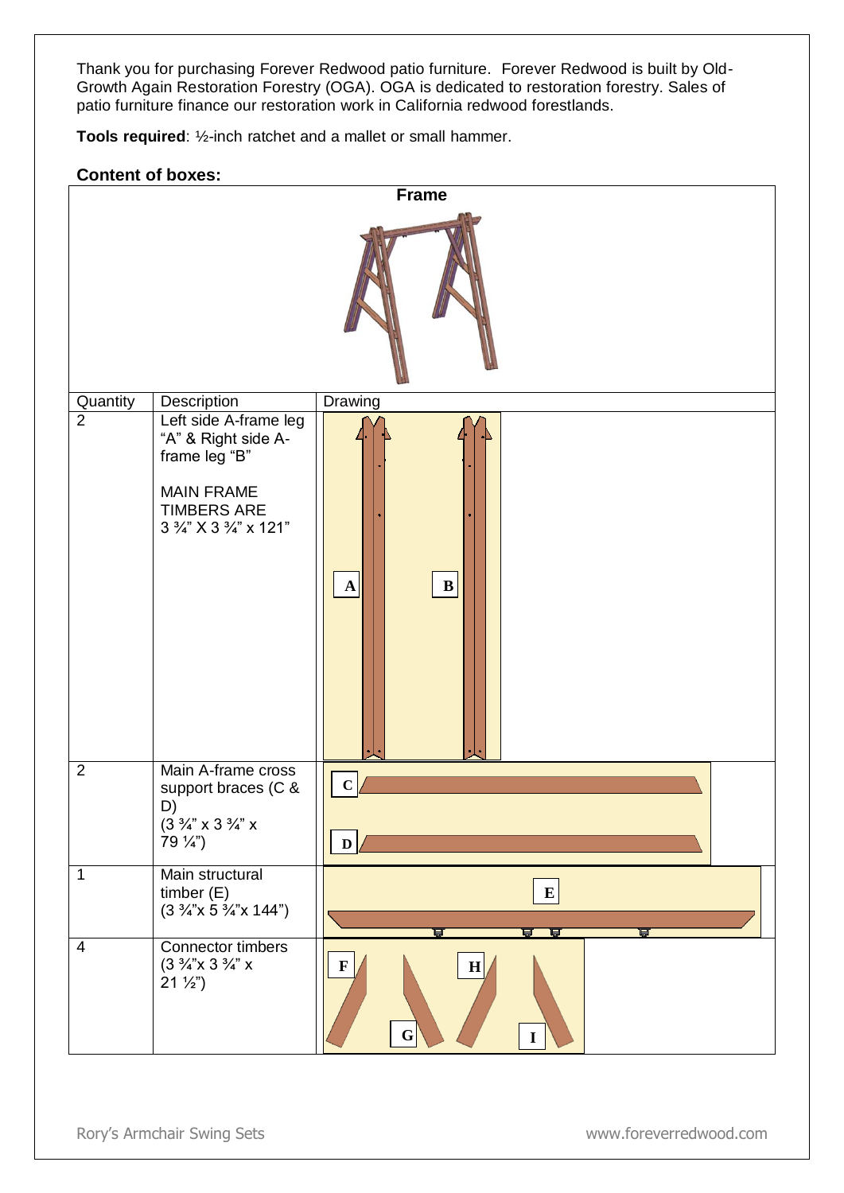Thank you for purchasing Forever Redwood patio furniture. Forever Redwood is built by Old-Growth Again Restoration Forestry (OGA). OGA is dedicated to restoration forestry. Sales of patio furniture finance our restoration work in California redwood forestlands.

**Tools required**: ½-inch ratchet and a mallet or small hammer.

**Content of boxes:**

**Frame**

| Quantity | Description | Drawing |
|---|---|---|
| 2 | Left side A-frame leg "A" & Right side A-frame leg "B" MAIN FRAME TIMBERS ARE 3 ¾" X 3 ¾" x 121" | A B |
| 2 | Main A-frame cross support braces (C & D) (3 ¾" x 3 ¾" x 79 ¼") | C D |
| 1 | Main structural timber (E) (3 ¾"x 5 ¾"x 144") | E |
| 4 | Connector timbers (3 ¾"x 3 ¾" x 21 ½") | F G H I |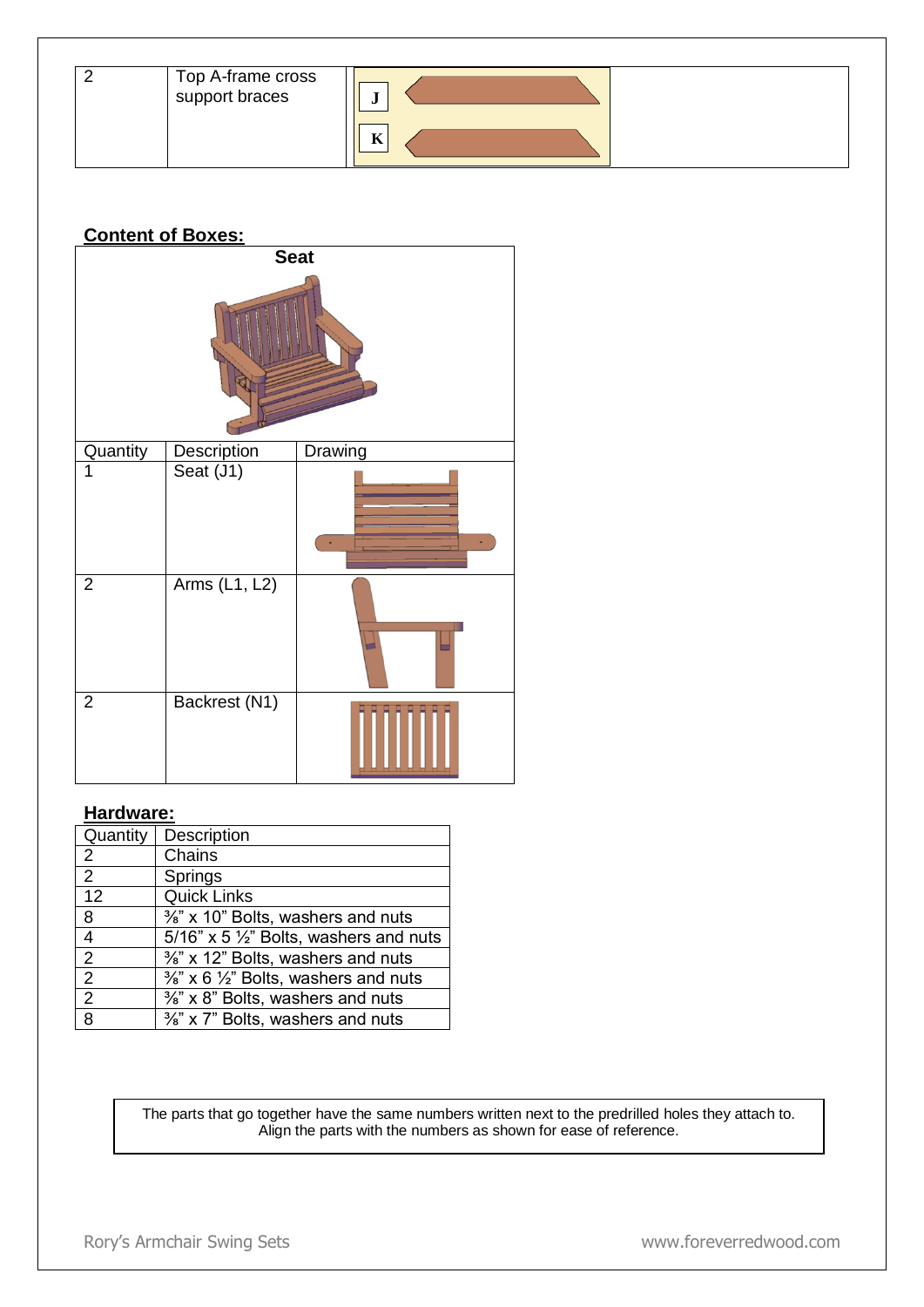| | | |
|---|---|---|
| 2 | Top A-frame cross support braces | J<br>K |

**Content of Boxes:**

**Seat**

| Quantity | Description | Drawing |
|---|---|---|
| 1 | Seat (J1) | |
| 2 | Arms (L1, L2) | |
| 2 | Backrest (N1) | |

**Hardware:**

| Quantity | Description |
|---|---|
| 2 | Chains |
| 2 | Springs |
| 12 | Quick Links |
| 8 | ⅜" x 10" Bolts, washers and nuts |
| 4 | 5/16" x 5 ½" Bolts, washers and nuts |
| 2 | ⅜" x 12" Bolts, washers and nuts |
| 2 | ⅜" x 6 ½" Bolts, washers and nuts |
| 2 | ⅜" x 8" Bolts, washers and nuts |
| 8 | ⅜" x 7" Bolts, washers and nuts |

The parts that go together have the same numbers written next to the predrilled holes they attach to. Align the parts with the numbers as shown for ease of reference.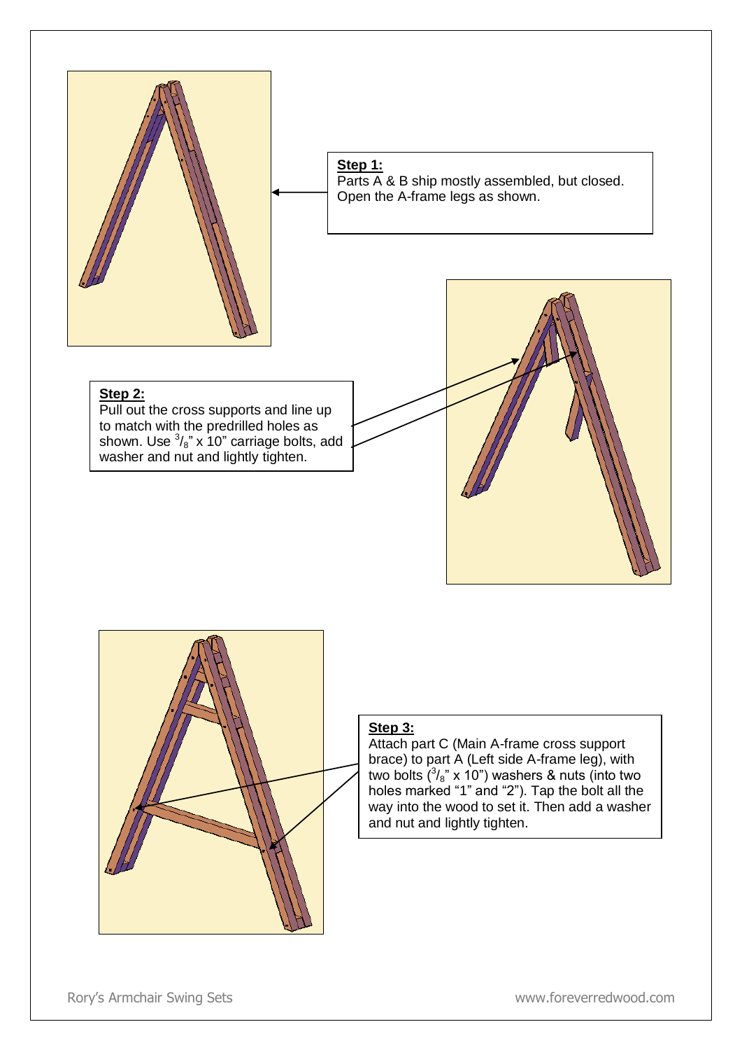**Step 1:**
Parts A & B ship mostly assembled, but closed. Open the A-frame legs as shown.

**Step 2:**
Pull out the cross supports and line up to match with the predrilled holes as shown. Use $^{3}/_{8}$" x 10" carriage bolts, add washer and nut and lightly tighten.

**Step 3:**
Attach part C (Main A-frame cross support brace) to part A (Left side A-frame leg), with two bolts ($^{3}/_{8}$" x 10") washers & nuts (into two holes marked "1" and "2"). Tap the bolt all the way into the wood to set it. Then add a washer and nut and lightly tighten.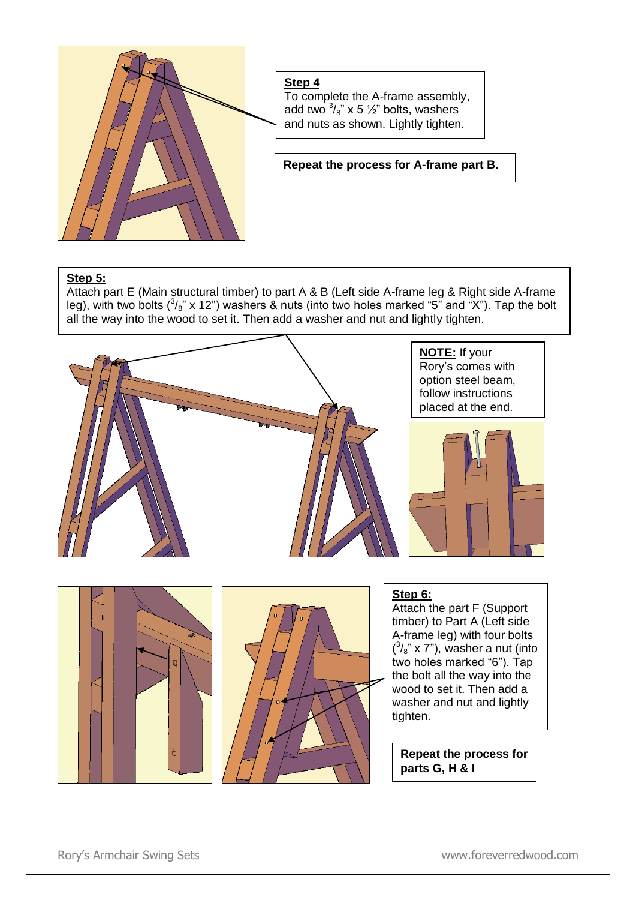**Step 4**

To complete the A-frame assembly, add two $^{3}/_{8}$" x 5 ½" bolts, washers and nuts as shown. Lightly tighten.

**Repeat the process for A-frame part B.**

**Step 5:**

Attach part E (Main structural timber) to part A & B (Left side A-frame leg & Right side A-frame leg), with two bolts ($^{3}/_{8}$" x 12") washers & nuts (into two holes marked "5" and "X"). Tap the bolt all the way into the wood to set it. Then add a washer and nut and lightly tighten.

**NOTE:** If your Rory's comes with option steel beam, follow instructions placed at the end.

**Step 6:**

Attach the part F (Support timber) to Part A (Left side A-frame leg) with four bolts ($^{3}/_{8}$" x 7"), washer a nut (into two holes marked "6"). Tap the bolt all the way into the wood to set it. Then add a washer and nut and lightly tighten.

**Repeat the process for parts G, H & I**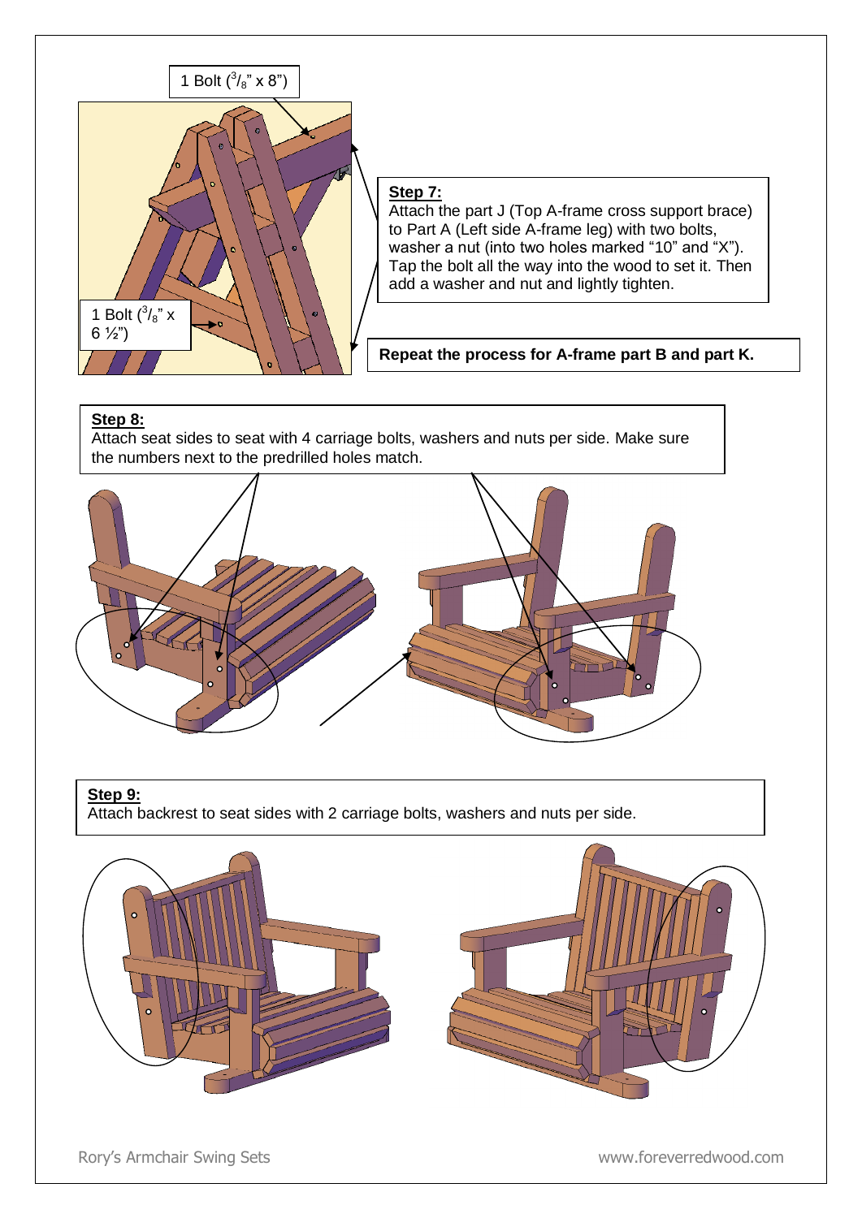1 Bolt ($^3/_8$" x 8")

1 Bolt ($^3/_8$" x 6 ½")

**Step 7:**
Attach the part J (Top A-frame cross support brace) to Part A (Left side A-frame leg) with two bolts, washer a nut (into two holes marked "10" and "X"). Tap the bolt all the way into the wood to set it. Then add a washer and nut and lightly tighten.

**Repeat the process for A-frame part B and part K.**

**Step 8:**
Attach seat sides to seat with 4 carriage bolts, washers and nuts per side. Make sure the numbers next to the predrilled holes match.

**Step 9:**
Attach backrest to seat sides with 2 carriage bolts, washers and nuts per side.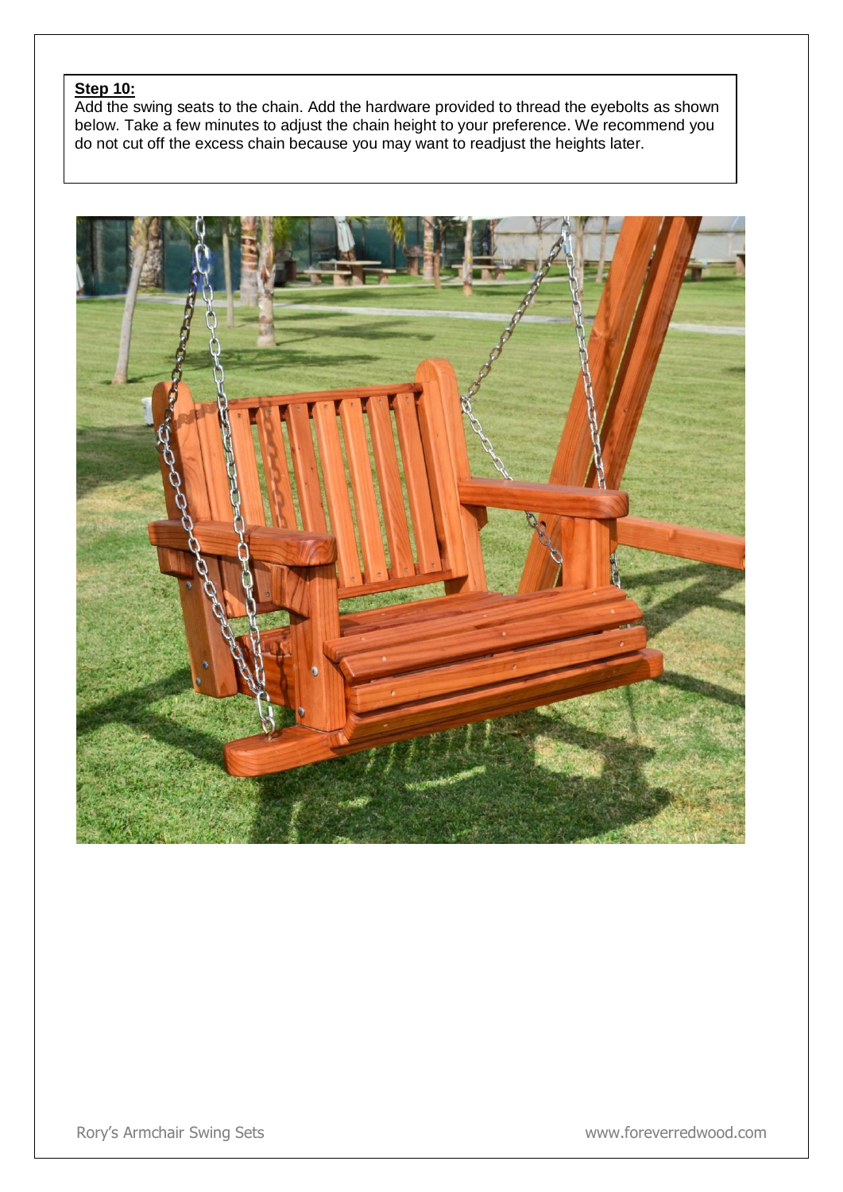**Step 10:**

Add the swing seats to the chain. Add the hardware provided to thread the eyebolts as shown below. Take a few minutes to adjust the chain height to your preference. We recommend you do not cut off the excess chain because you may want to readjust the heights later.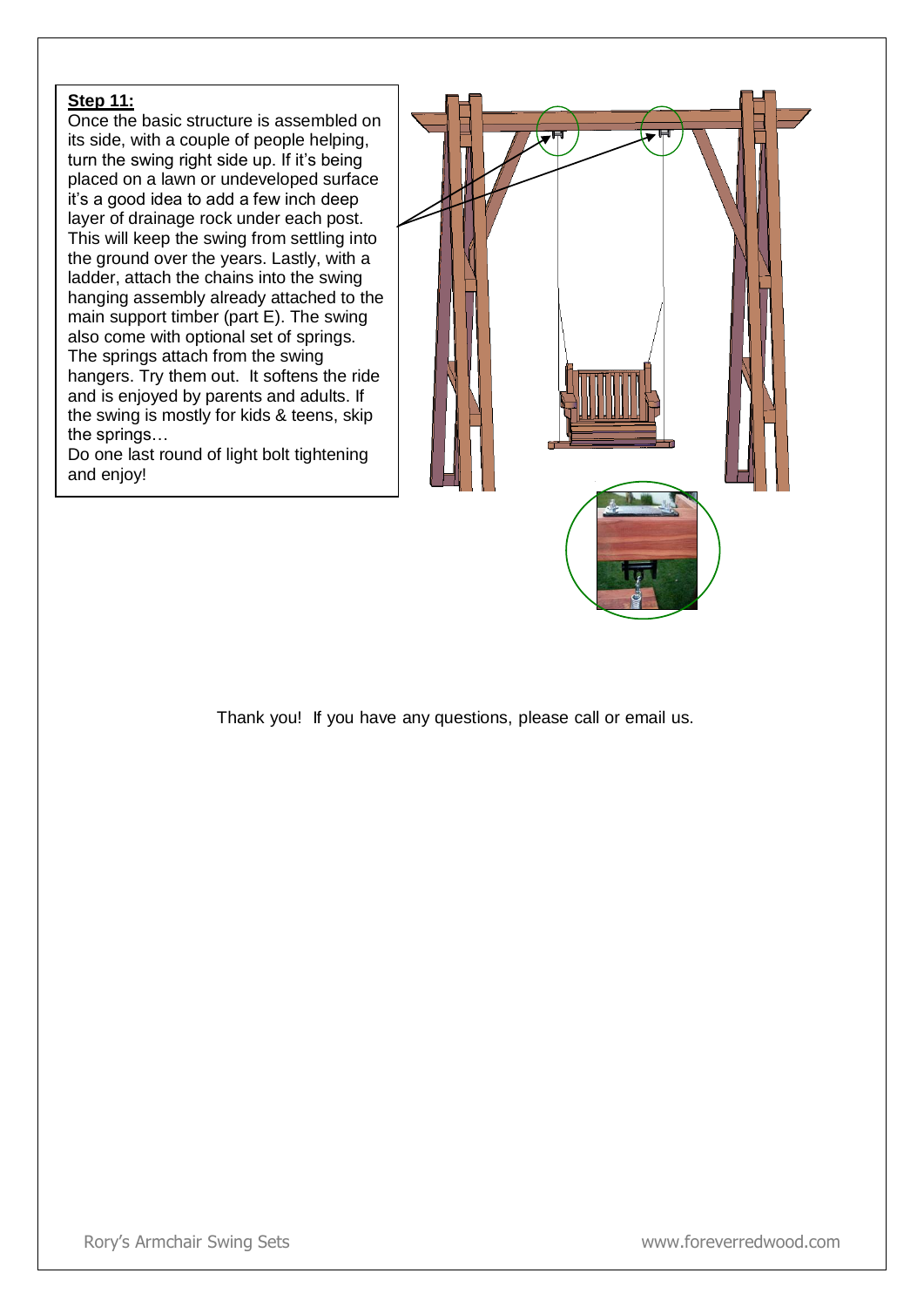**Step 11:**

Once the basic structure is assembled on its side, with a couple of people helping, turn the swing right side up. If it's being placed on a lawn or undeveloped surface it's a good idea to add a few inch deep layer of drainage rock under each post. This will keep the swing from settling into the ground over the years. Lastly, with a ladder, attach the chains into the swing hanging assembly already attached to the main support timber (part E). The swing also come with optional set of springs. The springs attach from the swing hangers. Try them out. It softens the ride and is enjoyed by parents and adults. If the swing is mostly for kids & teens, skip the springs…

Do one last round of light bolt tightening and enjoy!

Thank you! If you have any questions, please call or email us.